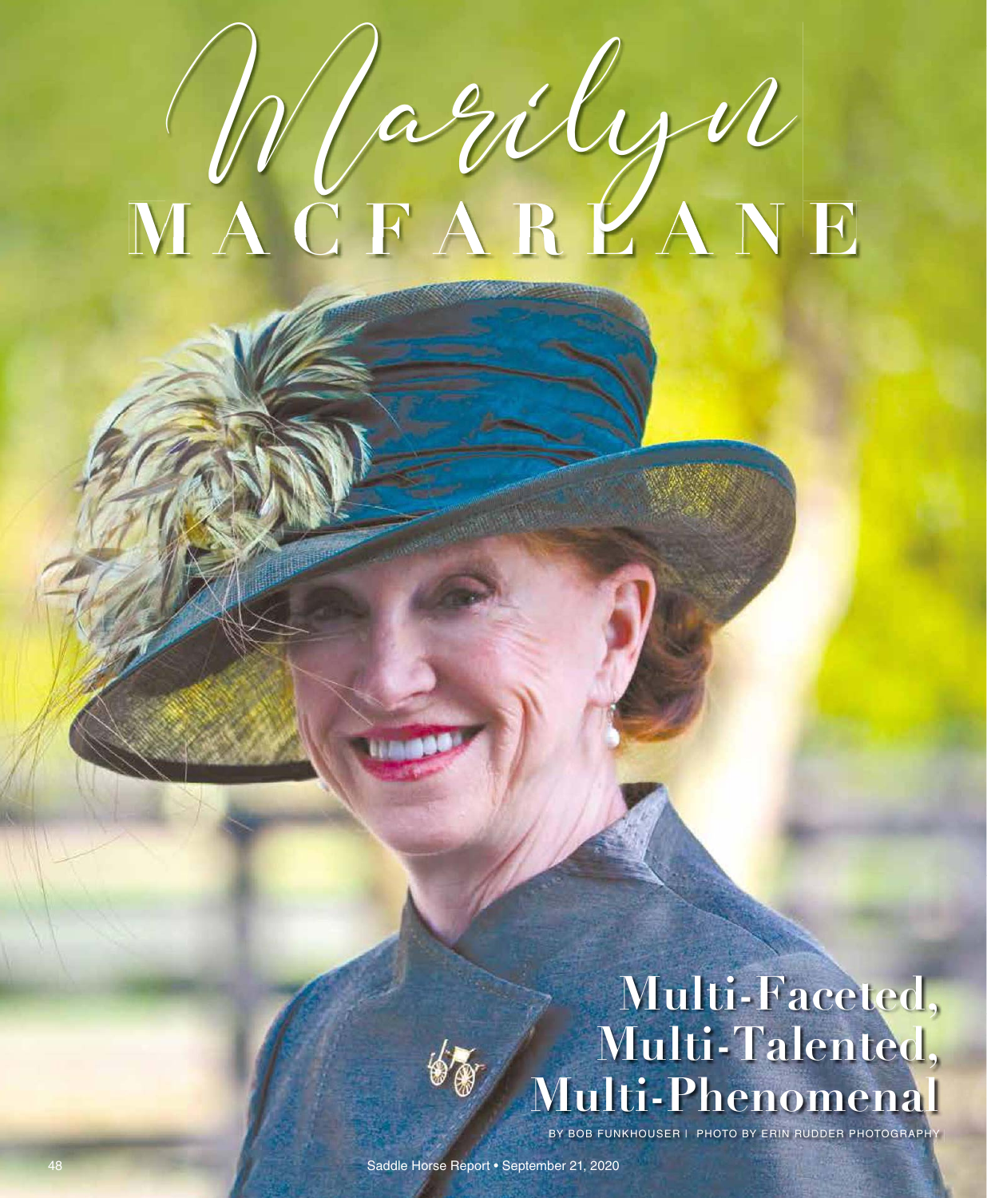# Marilyn MACFARLANE

## Multi-Faceted, Multi-Talented, Multi-Phenomenal

BY BOB FUNKHOUSER | PHOTO BY ERIN RUDDER PHOTOGRAPHY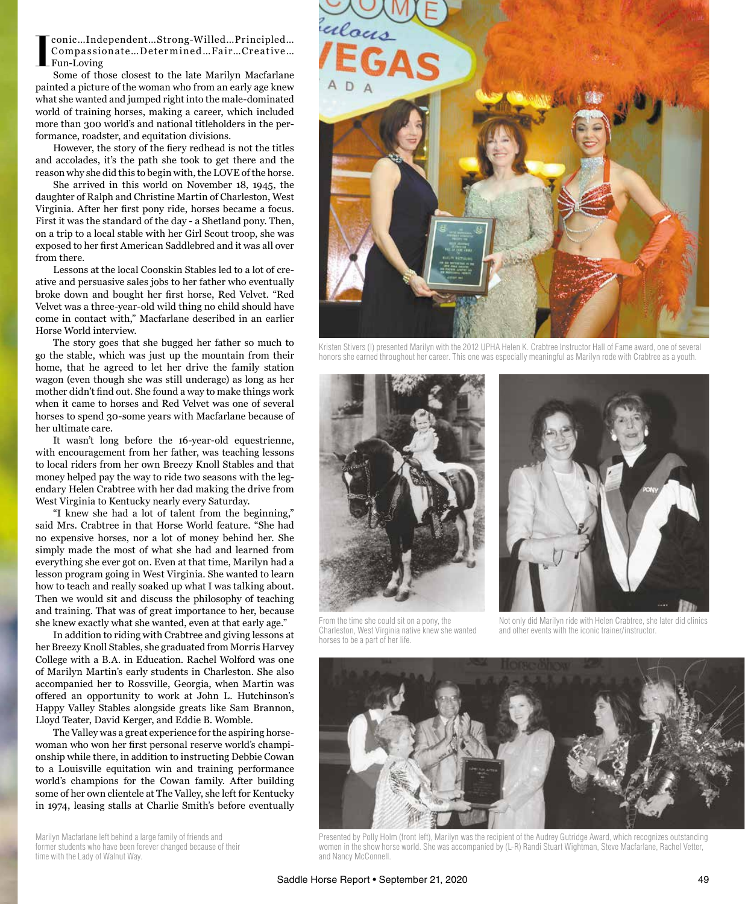**I**conic…Independent…Strong-Willed…Principled…Compassionate…Determined…Fair…Creative…Fun-Loving

Some of those closest to the late Marilyn Macfarlane painted a picture of the woman who from an early age knew what she wanted and jumped right into the male-dominated world of training horses, making a career, which included more than 300 world's and national titleholders in the performance, roadster, and equitation divisions.

However, the story of the fiery redhead is not the titles and accolades, it's the path she took to get there and the reason why she did this to begin with, the LOVE of the horse.

She arrived in this world on November 18, 1945, the daughter of Ralph and Christine Martin of Charleston, West Virginia. After her first pony ride, horses became a focus. First it was the standard of the day - a Shetland pony. Then, on a trip to a local stable with her Girl Scout troop, she was exposed to her first American Saddlebred and it was all over from there.

Lessons at the local Coonskin Stables led to a lot of creative and persuasive sales jobs to her father who eventually broke down and bought her first horse, Red Velvet. "Red Velvet was a three-year-old wild thing no child should have come in contact with," Macfarlane described in an earlier Horse World interview.

The story goes that she bugged her father so much to go the stable, which was just up the mountain from their home, that he agreed to let her drive the family station wagon (even though she was still underage) as long as her mother didn't find out. She found a way to make things work when it came to horses and Red Velvet was one of several horses to spend 30-some years with Macfarlane because of her ultimate care.

It wasn't long before the 16-year-old equestrienne, with encouragement from her father, was teaching lessons to local riders from her own Breezy Knoll Stables and that money helped pay the way to ride two seasons with the legendary Helen Crabtree with her dad making the drive from West Virginia to Kentucky nearly every Saturday.

"I knew she had a lot of talent from the beginning," said Mrs. Crabtree in that Horse World feature. "She had no expensive horses, nor a lot of money behind her. She simply made the most of what she had and learned from everything she ever got on. Even at that time, Marilyn had a lesson program going in West Virginia. She wanted to learn how to teach and really soaked up what I was talking about. Then we would sit and discuss the philosophy of teaching and training. That was of great importance to her, because she knew exactly what she wanted, even at that early age."

In addition to riding with Crabtree and giving lessons at her Breezy Knoll Stables, she graduated from Morris Harvey College with a B.A. in Education. Rachel Wolford was one of Marilyn Martin's early students in Charleston. She also accompanied her to Rossville, Georgia, when Martin was offered an opportunity to work at John L. Hutchinson's Happy Valley Stables alongside greats like Sam Brannon, Lloyd Teater, David Kerger, and Eddie B. Womble.

The Valley was a great experience for the aspiring horsewoman who won her first personal reserve world's championship while there, in addition to instructing Debbie Cowan to a Louisville equitation win and training performance world's champions for the Cowan family. After building some of her own clientele at The Valley, she left for Kentucky in 1974, leasing stalls at Charlie Smith's before eventually

Marilyn Macfarlane left behind a large family of friends and former students who have been forever changed because of their time with the Lady of Walnut Way.

Kristen Stivers (l) presented Marilyn with the 2012 UPHA Helen K. Crabtree Instructor Hall of Fame award, one of several honors she earned throughout her career. This one was especially meaningful as Marilyn rode with Crabtree as a youth.

From the time she could sit on a pony, the Charleston, West Virginia native knew she wanted horses to be a part of her life.

Not only did Marilyn ride with Helen Crabtree, she later did clinics and other events with the iconic trainer/instructor.

Presented by Polly Holm (front left), Marilyn was the recipient of the Audrey Gutridge Award, which recognizes outstanding women in the show horse world. She was accompanied by (L-R) Randi Stuart Wightman, Steve Macfarlane, Rachel Vetter, and Nancy McConnell.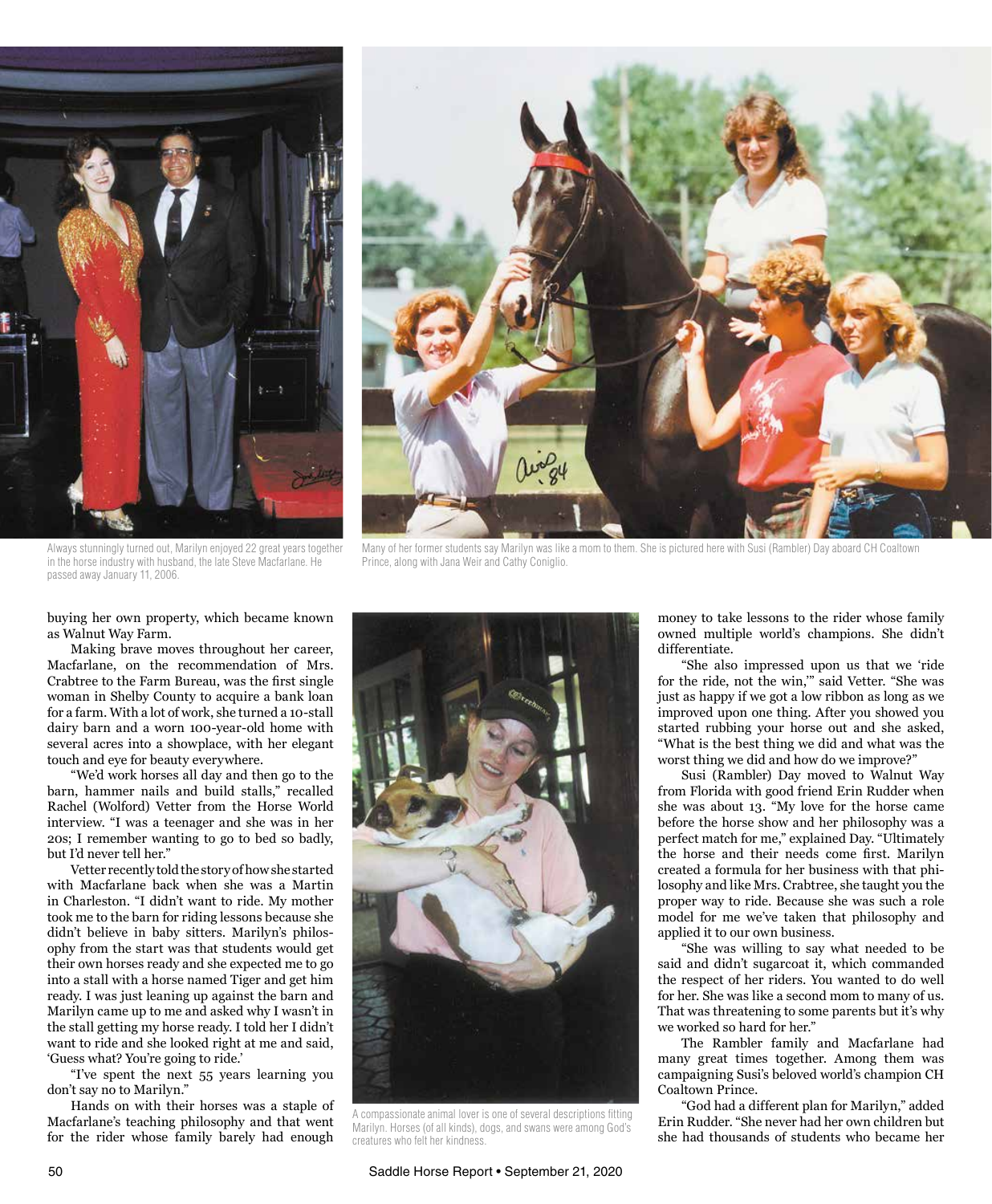Always stunningly turned out, Marilyn enjoyed 22 great years together in the horse industry with husband, the late Steve Macfarlane. He passed away January 11, 2006.

Many of her former students say Marilyn was like a mom to them. She is pictured here with Susi (Rambler) Day aboard CH Coaltown Prince, along with Jana Weir and Cathy Coniglio.

buying her own property, which became known as Walnut Way Farm.

Making brave moves throughout her career, Macfarlane, on the recommendation of Mrs. Crabtree to the Farm Bureau, was the first single woman in Shelby County to acquire a bank loan for a farm. With a lot of work, she turned a 10-stall dairy barn and a worn 100-year-old home with several acres into a showplace, with her elegant touch and eye for beauty everywhere.

"We'd work horses all day and then go to the barn, hammer nails and build stalls," recalled Rachel (Wolford) Vetter from the Horse World interview. "I was a teenager and she was in her 20s; I remember wanting to go to bed so badly, but I'd never tell her."

Vetter recently told the story of how she started with Macfarlane back when she was a Martin in Charleston. "I didn't want to ride. My mother took me to the barn for riding lessons because she didn't believe in baby sitters. Marilyn's philosophy from the start was that students would get their own horses ready and she expected me to go into a stall with a horse named Tiger and get him ready. I was just leaning up against the barn and Marilyn came up to me and asked why I wasn't in the stall getting my horse ready. I told her I didn't want to ride and she looked right at me and said, 'Guess what? You're going to ride.'

"I've spent the next 55 years learning you don't say no to Marilyn."

Hands on with their horses was a staple of Macfarlane's teaching philosophy and that went for the rider whose family barely had enough money to take lessons to the rider whose family owned multiple world's champions. She didn't differentiate.

A compassionate animal lover is one of several descriptions fitting Marilyn. Horses (of all kinds), dogs, and swans were among God's creatures who felt her kindness.

"She also impressed upon us that we 'ride for the ride, not the win,'" said Vetter. "She was just as happy if we got a low ribbon as long as we improved upon one thing. After you showed you started rubbing your horse out and she asked, "What is the best thing we did and what was the worst thing we did and how do we improve?"

Susi (Rambler) Day moved to Walnut Way from Florida with good friend Erin Rudder when she was about 13. "My love for the horse came before the horse show and her philosophy was a perfect match for me," explained Day. "Ultimately the horse and their needs come first. Marilyn created a formula for her business with that philosophy and like Mrs. Crabtree, she taught you the proper way to ride. Because she was such a role model for me we've taken that philosophy and applied it to our own business.

"She was willing to say what needed to be said and didn't sugarcoat it, which commanded the respect of her riders. You wanted to do well for her. She was like a second mom to many of us. That was threatening to some parents but it's why we worked so hard for her."

The Rambler family and Macfarlane had many great times together. Among them was campaigning Susi's beloved world's champion CH Coaltown Prince.

"God had a different plan for Marilyn," added Erin Rudder. "She never had her own children but she had thousands of students who became her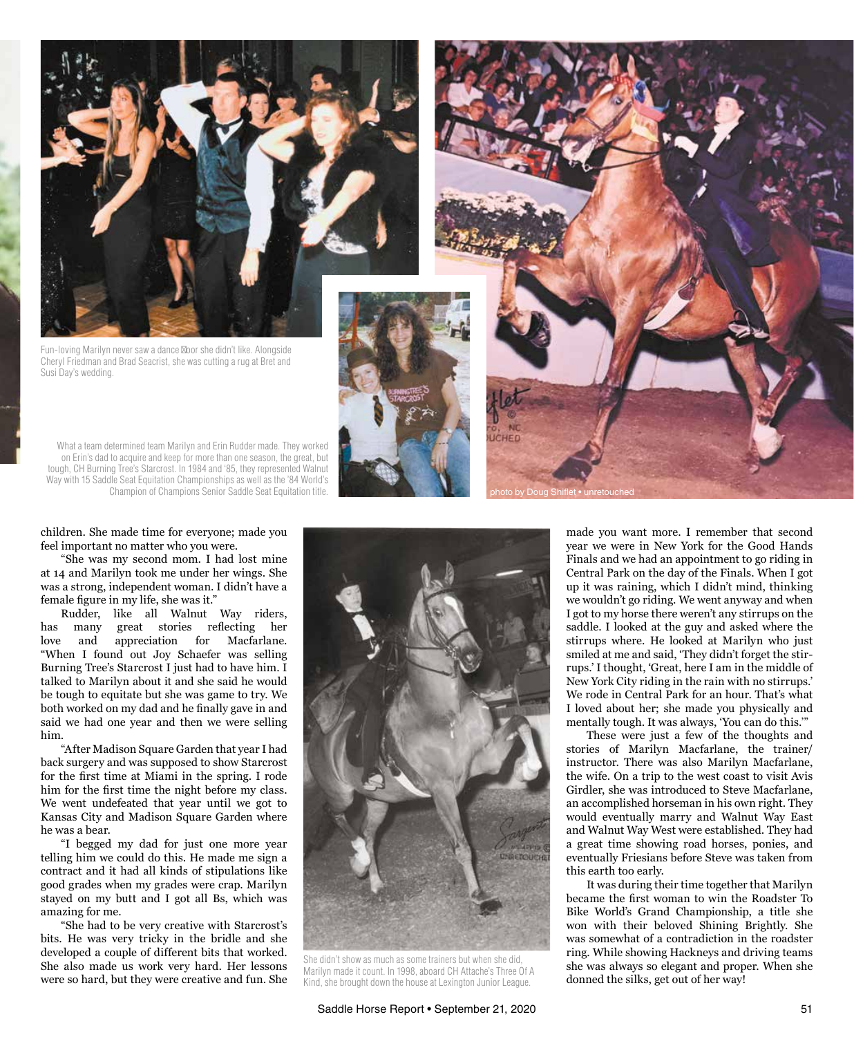Fun-loving Marilyn never saw a dance floor she didn't like. Alongside Cheryl Friedman and Brad Seacrist, she was cutting a rug at Bret and Susi Day's wedding.

What a team determined team Marilyn and Erin Rudder made. They worked on Erin's dad to acquire and keep for more than one season, the great, but tough, CH Burning Tree's Starcrost. In 1984 and '85, they represented Walnut Way with 15 Saddle Seat Equitation Championships as well as the '84 World's Champion of Champions Senior Saddle Seat Equitation title.

photo by Doug Shiflet • unretouched

children. She made time for everyone; made you feel important no matter who you were.

"She was my second mom. I had lost mine at 14 and Marilyn took me under her wings. She was a strong, independent woman. I didn't have a female figure in my life, she was it."

Rudder, like all Walnut Way riders, has many great stories reflecting her love and appreciation for Macfarlane. "When I found out Joy Schaefer was selling Burning Tree's Starcrost I just had to have him. I talked to Marilyn about it and she said he would be tough to equitate but she was game to try. We both worked on my dad and he finally gave in and said we had one year and then we were selling him.

"After Madison Square Garden that year I had back surgery and was supposed to show Starcrost for the first time at Miami in the spring. I rode him for the first time the night before my class. We went undefeated that year until we got to Kansas City and Madison Square Garden where he was a bear.

"I begged my dad for just one more year telling him we could do this. He made me sign a contract and it had all kinds of stipulations like good grades when my grades were crap. Marilyn stayed on my butt and I got all Bs, which was amazing for me.

"She had to be very creative with Starcrost's bits. He was very tricky in the bridle and she developed a couple of different bits that worked. She also made us work very hard. Her lessons were so hard, but they were creative and fun. She made you want more. I remember that second year we were in New York for the Good Hands Finals and we had an appointment to go riding in Central Park on the day of the Finals. When I got up it was raining, which I didn't mind, thinking we wouldn't go riding. We went anyway and when I got to my horse there weren't any stirrups on the saddle. I looked at the guy and asked where the stirrups where. He looked at Marilyn who just smiled at me and said, 'They didn't forget the stirrups.' I thought, 'Great, here I am in the middle of New York City riding in the rain with no stirrups.' We rode in Central Park for an hour. That's what I loved about her; she made you physically and mentally tough. It was always, 'You can do this.'"

These were just a few of the thoughts and stories of Marilyn Macfarlane, the trainer/instructor. There was also Marilyn Macfarlane, the wife. On a trip to the west coast to visit Avis Girdler, she was introduced to Steve Macfarlane, an accomplished horseman in his own right. They would eventually marry and Walnut Way East and Walnut Way West were established. They had a great time showing road horses, ponies, and eventually Friesians before Steve was taken from this earth too early.

It was during their time together that Marilyn became the first woman to win the Roadster To Bike World's Grand Championship, a title she won with their beloved Shining Brightly. She was somewhat of a contradiction in the roadster ring. While showing Hackneys and driving teams she was always so elegant and proper. When she donned the silks, get out of her way!

She didn't show as much as some trainers but when she did, Marilyn made it count. In 1998, aboard CH Attache's Three Of A Kind, she brought down the house at Lexington Junior League.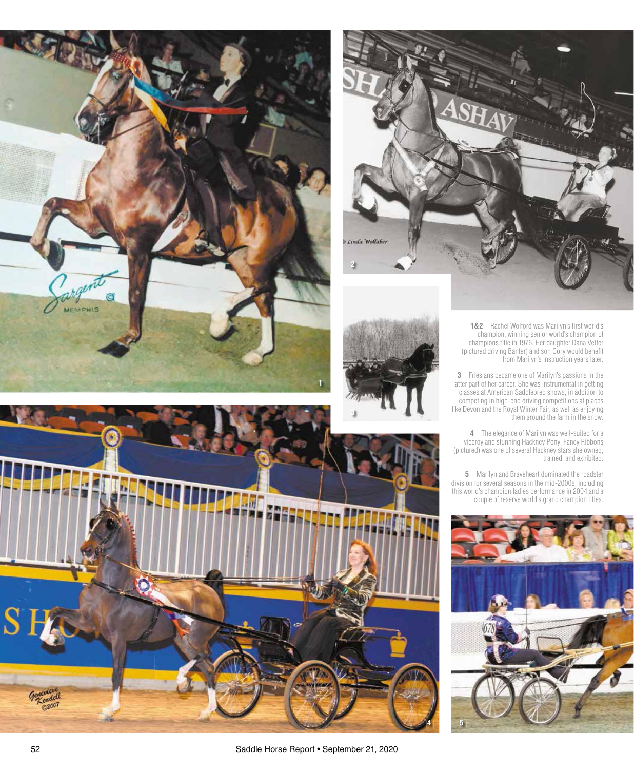**1&2** Rachel Wolford was Marilyn's first world's champion, winning senior world's champion of champions title in 1976. Her daughter Dana Vetter (pictured driving Banter) and son Cory would benefit from Marilyn's instruction years later.

**3** Friesians became one of Marilyn's passions in the latter part of her career. She was instrumental in getting classes at American Saddlebred shows, in addition to competing in high-end driving competitions at places like Devon and the Royal Winter Fair, as well as enjoying them around the farm in the snow.

**4** The elegance of Marilyn was well-suited for a viceroy and stunning Hackney Pony. Fancy Ribbons (pictured) was one of several Hackney stars she owned, trained, and exhibited.

**5** Marilyn and Braveheart dominated the roadster division for several seasons in the mid-2000s, including this world's champion ladies performance in 2004 and a couple of reserve world's grand champion titles.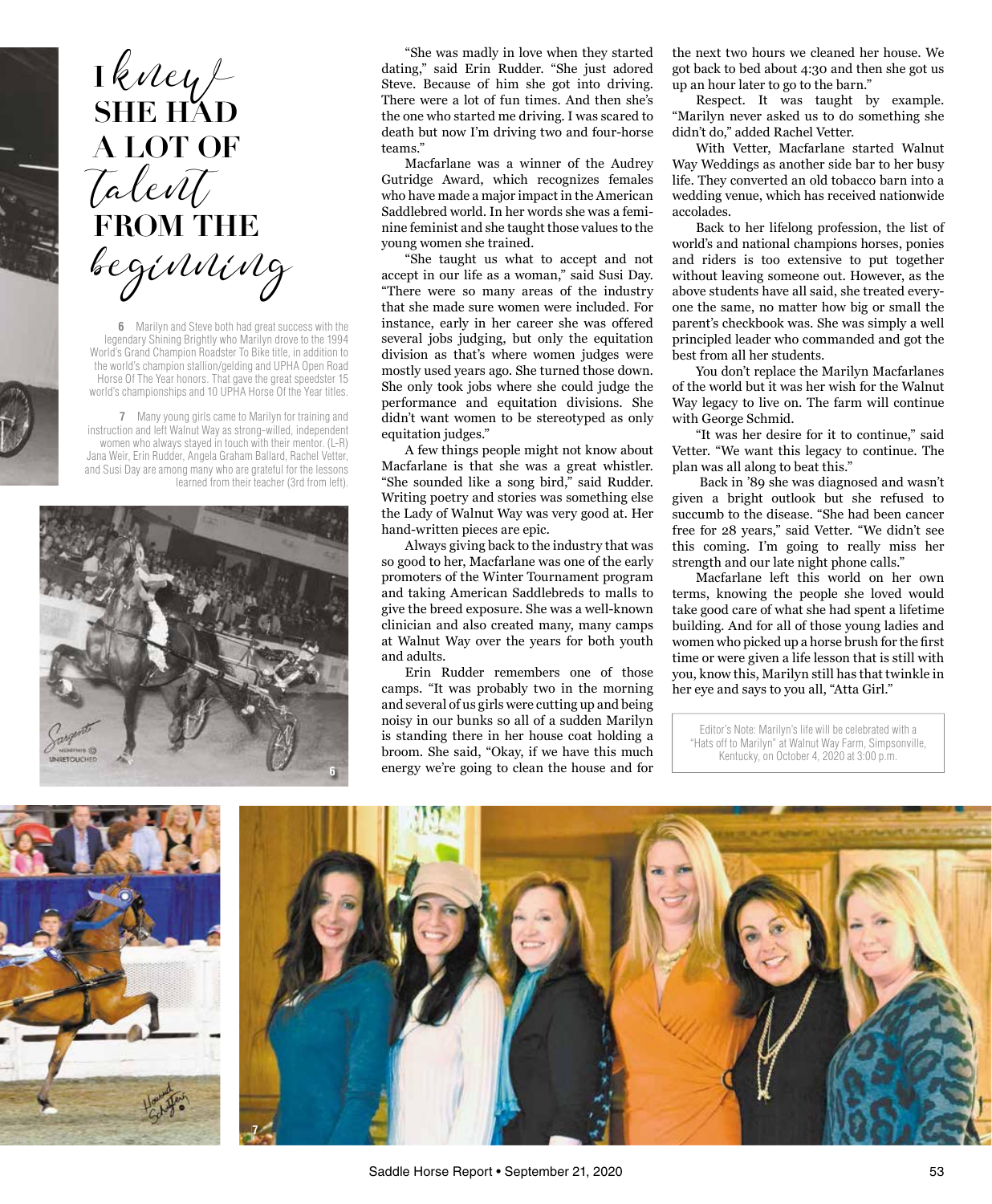# I knew SHE HAD A LOT OF talent FROM THE beginning

6 Marilyn and Steve both had great success with the legendary Shining Brightly who Marilyn drove to the 1994 World's Grand Champion Roadster To Bike title, in addition to the world's champion stallion/gelding and UPHA Open Road Horse Of The Year honors. That gave the great speedster 15 world's championships and 10 UPHA Horse Of the Year titles.

7 Many young girls came to Marilyn for training and instruction and left Walnut Way as strong-willed, independent women who always stayed in touch with their mentor. (L-R) Jana Weir, Erin Rudder, Angela Graham Ballard, Rachel Vetter, and Susi Day are among many who are grateful for the lessons learned from their teacher (3rd from left).

"She was madly in love when they started dating," said Erin Rudder. "She just adored Steve. Because of him she got into driving. There were a lot of fun times. And then she's the one who started me driving. I was scared to death but now I'm driving two and four-horse teams."

Macfarlane was a winner of the Audrey Gutridge Award, which recognizes females who have made a major impact in the American Saddlebred world. In her words she was a feminine feminist and she taught those values to the young women she trained.

"She taught us what to accept and not accept in our life as a woman," said Susi Day. "There were so many areas of the industry that she made sure women were included. For instance, early in her career she was offered several jobs judging, but only the equitation division as that's where women judges were mostly used years ago. She turned those down. She only took jobs where she could judge the performance and equitation divisions. She didn't want women to be stereotyped as only equitation judges."

A few things people might not know about Macfarlane is that she was a great whistler. "She sounded like a song bird," said Rudder. Writing poetry and stories was something else the Lady of Walnut Way was very good at. Her hand-written pieces are epic.

Always giving back to the industry that was so good to her, Macfarlane was one of the early promoters of the Winter Tournament program and taking American Saddlebreds to malls to give the breed exposure. She was a well-known clinician and also created many, many camps at Walnut Way over the years for both youth and adults.

Erin Rudder remembers one of those camps. "It was probably two in the morning and several of us girls were cutting up and being noisy in our bunks so all of a sudden Marilyn is standing there in her house coat holding a broom. She said, "Okay, if we have this much energy we're going to clean the house and for the next two hours we cleaned her house. We got back to bed about 4:30 and then she got us up an hour later to go to the barn."

Respect. It was taught by example. "Marilyn never asked us to do something she didn't do," added Rachel Vetter.

With Vetter, Macfarlane started Walnut Way Weddings as another side bar to her busy life. They converted an old tobacco barn into a wedding venue, which has received nationwide accolades.

Back to her lifelong profession, the list of world's and national champions horses, ponies and riders is too extensive to put together without leaving someone out. However, as the above students have all said, she treated everyone the same, no matter how big or small the parent's checkbook was. She was simply a well principled leader who commanded and got the best from all her students.

You don't replace the Marilyn Macfarlanes of the world but it was her wish for the Walnut Way legacy to live on. The farm will continue with George Schmid.

"It was her desire for it to continue," said Vetter. "We want this legacy to continue. The plan was all along to beat this."

Back in '89 she was diagnosed and wasn't given a bright outlook but she refused to succumb to the disease. "She had been cancer free for 28 years," said Vetter. "We didn't see this coming. I'm going to really miss her strength and our late night phone calls."

Macfarlane left this world on her own terms, knowing the people she loved would take good care of what she had spent a lifetime building. And for all of those young ladies and women who picked up a horse brush for the first time or were given a life lesson that is still with you, know this, Marilyn still has that twinkle in her eye and says to you all, "Atta Girl."

Editor's Note: Marilyn's life will be celebrated with a "Hats off to Marilyn" at Walnut Way Farm, Simpsonville, Kentucky, on October 4, 2020 at 3:00 p.m.